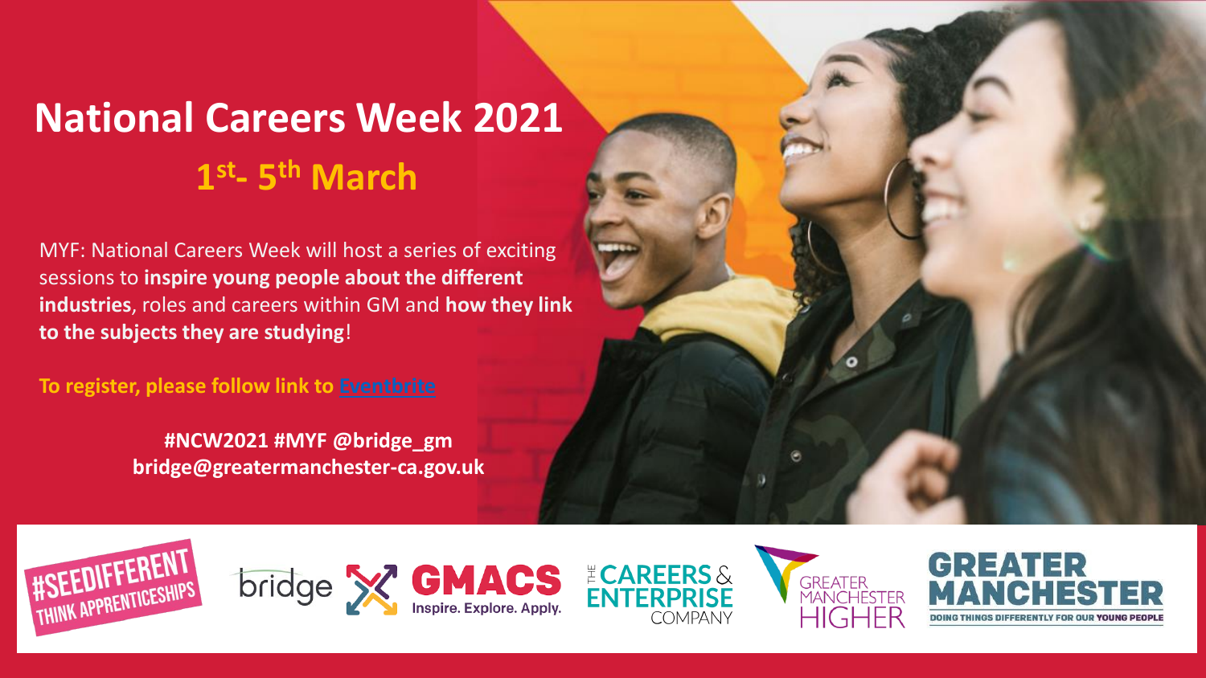# National Careers Week 2021

## 1st - 5th March

MYF: National Careers Week will host a series of exciting sessions to **inspire young people about the different industries**, roles and careers within GM and **how they link to the subjects they are studying**!

**To register, please follow link to Eventbrite**

**#NCW2021 #MYF @bridge_gm**
**bridge@greatermanchester-ca.gov.uk**

#SEEDIFFERENT THINK APPRENTICESHIPS

bridge

GMACS Inspire. Explore. Apply.

THE CAREERS & ENTERPRISE COMPANY

GREATER MANCHESTER HIGHER

GREATER MANCHESTER DOING THINGS DIFFERENTLY FOR OUR YOUNG PEOPLE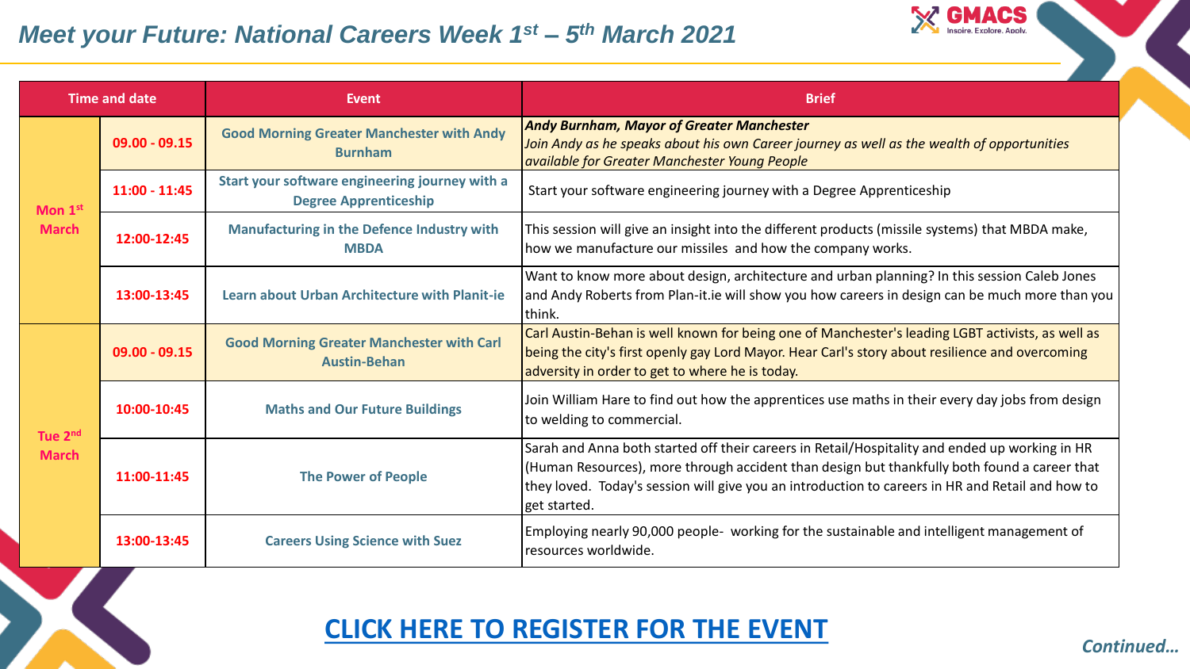# Meet your Future: National Careers Week 1st – 5th March 2021

| Time and date | | Event | Brief |
|---|---|---|---|
| Mon 1st March | 09.00 - 09.15 | Good Morning Greater Manchester with Andy Burnham | ***Andy Burnham, Mayor of Greater Manchester*** *Join Andy as he speaks about his own Career journey as well as the wealth of opportunities available for Greater Manchester Young People* |
| | 11:00 - 11:45 | Start your software engineering journey with a Degree Apprenticeship | Start your software engineering journey with a Degree Apprenticeship |
| | 12:00-12:45 | Manufacturing in the Defence Industry with MBDA | This session will give an insight into the different products (missile systems) that MBDA make, how we manufacture our missiles and how the company works. |
| | 13:00-13:45 | Learn about Urban Architecture with Planit-ie | Want to know more about design, architecture and urban planning? In this session Caleb Jones and Andy Roberts from Plan-it.ie will show you how careers in design can be much more than you think. |
| Tue 2nd March | 09.00 - 09.15 | Good Morning Greater Manchester with Carl Austin-Behan | Carl Austin-Behan is well known for being one of Manchester's leading LGBT activists, as well as being the city's first openly gay Lord Mayor. Hear Carl's story about resilience and overcoming adversity in order to get to where he is today. |
| | 10:00-10:45 | Maths and Our Future Buildings | Join William Hare to find out how the apprentices use maths in their every day jobs from design to welding to commercial. |
| | 11:00-11:45 | The Power of People | Sarah and Anna both started off their careers in Retail/Hospitality and ended up working in HR (Human Resources), more through accident than design but thankfully both found a career that they loved. Today's session will give you an introduction to careers in HR and Retail and how to get started. |
| | 13:00-13:45 | Careers Using Science with Suez | Employing nearly 90,000 people- working for the sustainable and intelligent management of resources worldwide. |

**CLICK HERE TO REGISTER FOR THE EVENT**

*Continued…*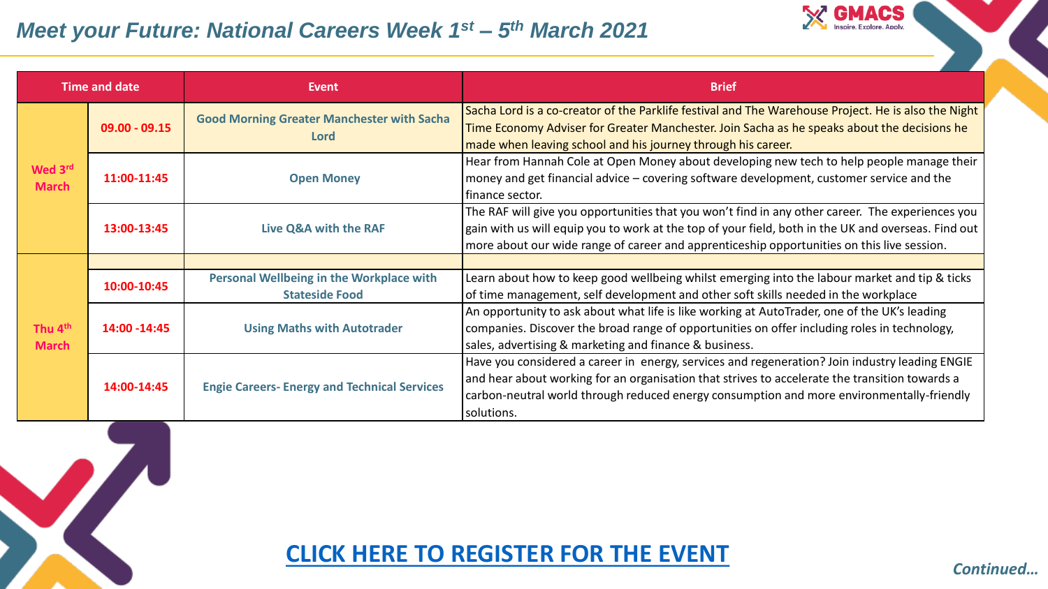# *Meet your Future: National Careers Week 1st – 5th March 2021*

| Time and date | | Event | Brief |
| --- | --- | --- | --- |
| Wed 3rd March | 09.00 - 09.15 | Good Morning Greater Manchester with Sacha Lord | Sacha Lord is a co-creator of the Parklife festival and The Warehouse Project. He is also the Night Time Economy Adviser for Greater Manchester. Join Sacha as he speaks about the decisions he made when leaving school and his journey through his career. |
| | 11:00-11:45 | Open Money | Hear from Hannah Cole at Open Money about developing new tech to help people manage their money and get financial advice – covering software development, customer service and the finance sector. |
| | 13:00-13:45 | Live Q&A with the RAF | The RAF will give you opportunities that you won't find in any other career. The experiences you gain with us will equip you to work at the top of your field, both in the UK and overseas. Find out more about our wide range of career and apprenticeship opportunities on this live session. |
| Thu 4th March | | | |
| | 10:00-10:45 | Personal Wellbeing in the Workplace with Stateside Food | Learn about how to keep good wellbeing whilst emerging into the labour market and tip & ticks of time management, self development and other soft skills needed in the workplace |
| | 14:00 -14:45 | Using Maths with Autotrader | An opportunity to ask about what life is like working at AutoTrader, one of the UK's leading companies. Discover the broad range of opportunities on offer including roles in technology, sales, advertising & marketing and finance & business. |
| | 14:00-14:45 | Engie Careers- Energy and Technical Services | Have you considered a career in energy, services and regeneration? Join industry leading ENGIE and hear about working for an organisation that strives to accelerate the transition towards a carbon-neutral world through reduced energy consumption and more environmentally-friendly solutions. |

**[CLICK HERE TO REGISTER FOR THE EVENT]**

***Continued…***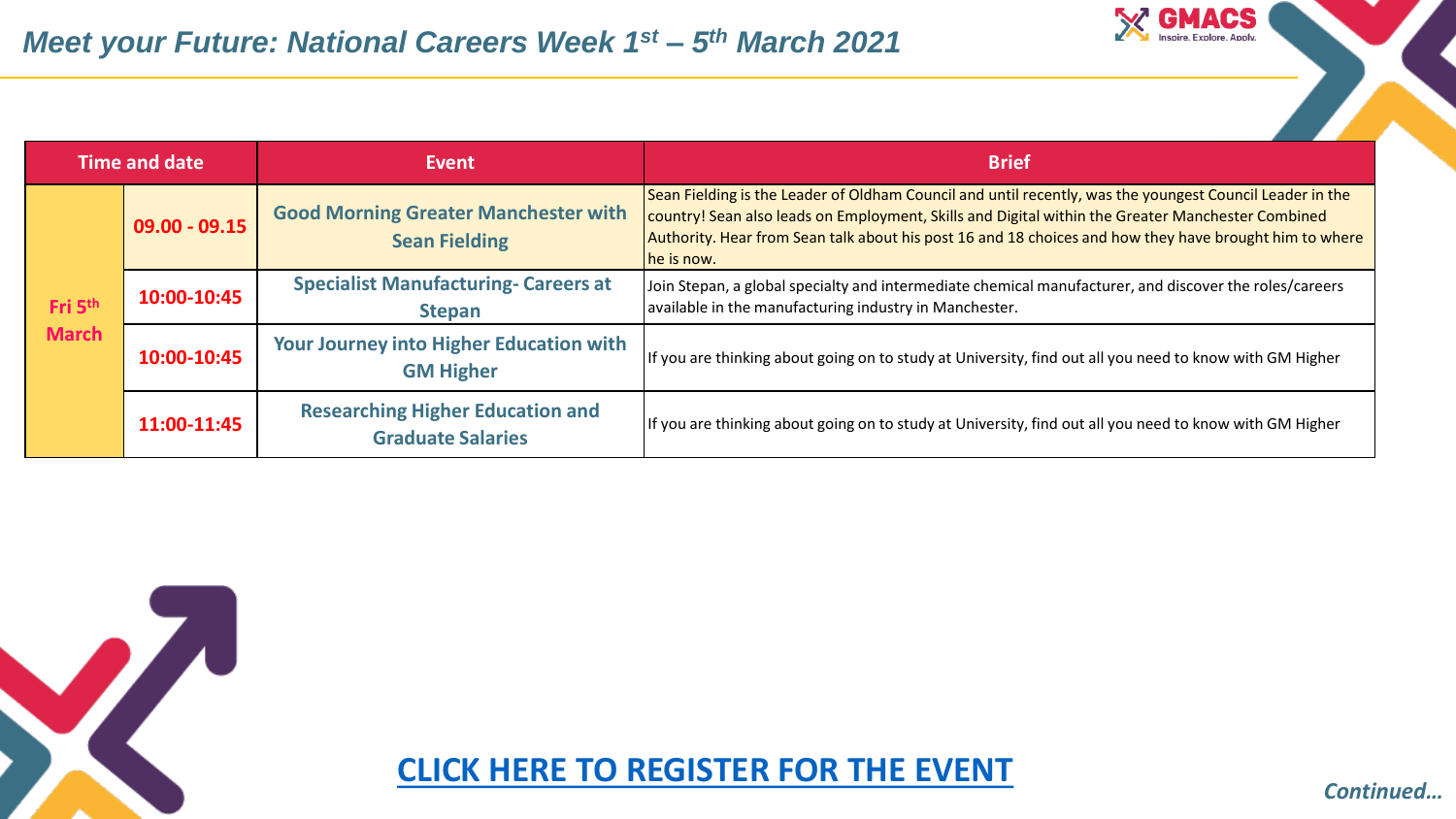# *Meet your Future: National Careers Week 1st – 5th March 2021*

| Time and date | | Event | Brief |
|---|---|---|---|
| Fri 5th March | 09.00 - 09.15 | Good Morning Greater Manchester with Sean Fielding | Sean Fielding is the Leader of Oldham Council and until recently, was the youngest Council Leader in the country! Sean also leads on Employment, Skills and Digital within the Greater Manchester Combined Authority. Hear from Sean talk about his post 16 and 18 choices and how they have brought him to where he is now. |
| | 10:00-10:45 | Specialist Manufacturing- Careers at Stepan | Join Stepan, a global specialty and intermediate chemical manufacturer, and discover the roles/careers available in the manufacturing industry in Manchester. |
| | 10:00-10:45 | Your Journey into Higher Education with GM Higher | If you are thinking about going on to study at University, find out all you need to know with GM Higher |
| | 11:00-11:45 | Researching Higher Education and Graduate Salaries | If you are thinking about going on to study at University, find out all you need to know with GM Higher |

**CLICK HERE TO REGISTER FOR THE EVENT**

*Continued…*